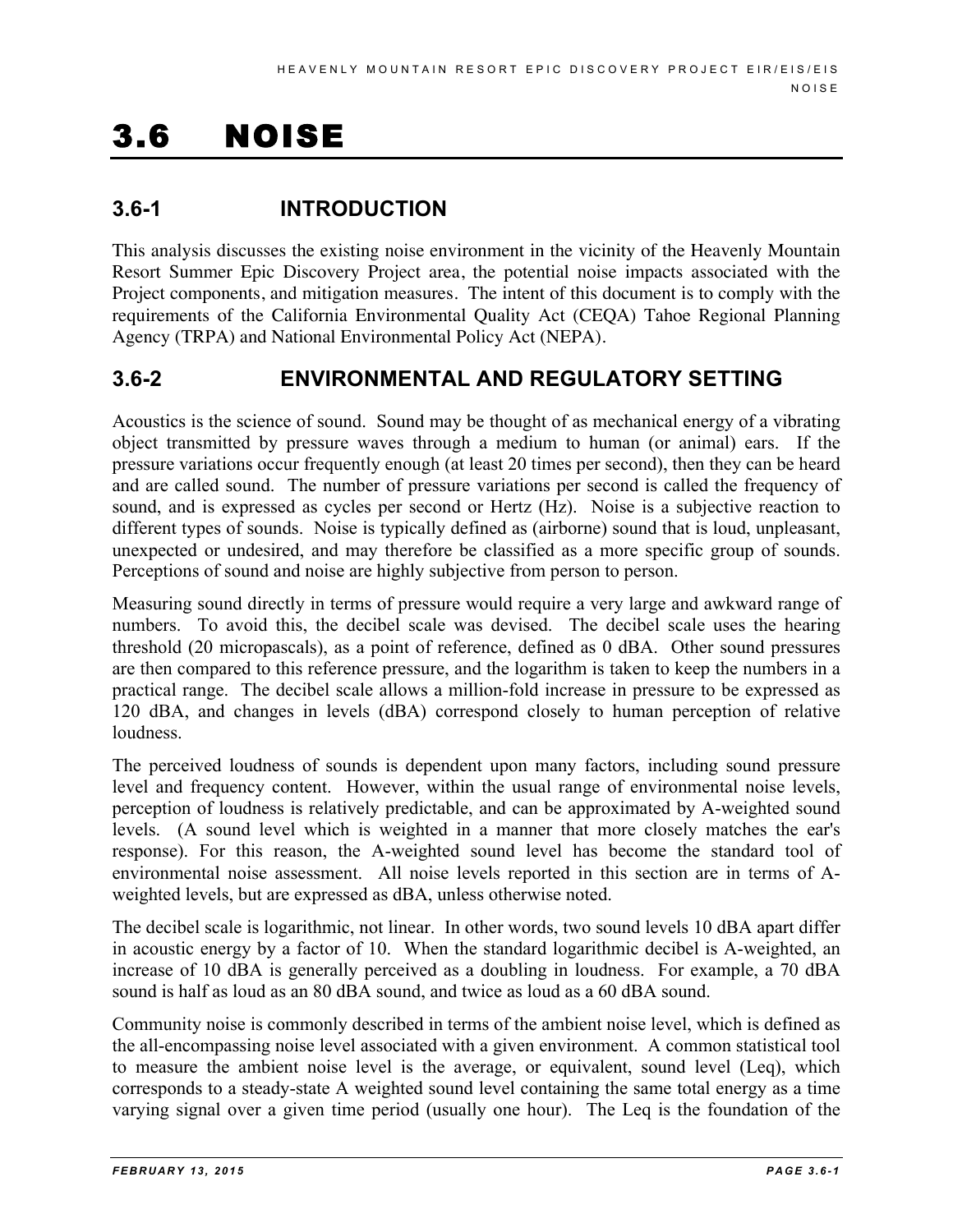# 3.6 NOISE

## 3.6-1 INTRODUCTION

This analysis discusses the existing noise environment in the vicinity of the Heavenly Mountain Resort Summer Epic Discovery Project area, the potential noise impacts associated with the Project components, and mitigation measures. The intent of this document is to comply with the requirements of the California Environmental Quality Act (CEQA) Tahoe Regional Planning Agency (TRPA) and National Environmental Policy Act (NEPA).

## 3.6-2 ENVIRONMENTAL AND REGULATORY SETTING

Acoustics is the science of sound. Sound may be thought of as mechanical energy of a vibrating object transmitted by pressure waves through a medium to human (or animal) ears. If the pressure variations occur frequently enough (at least 20 times per second), then they can be heard and are called sound. The number of pressure variations per second is called the frequency of sound, and is expressed as cycles per second or Hertz (Hz). Noise is a subjective reaction to different types of sounds. Noise is typically defined as (airborne) sound that is loud, unpleasant, unexpected or undesired, and may therefore be classified as a more specific group of sounds. Perceptions of sound and noise are highly subjective from person to person.

Measuring sound directly in terms of pressure would require a very large and awkward range of numbers. To avoid this, the decibel scale was devised. The decibel scale uses the hearing threshold (20 micropascals), as a point of reference, defined as 0 dBA. Other sound pressures are then compared to this reference pressure, and the logarithm is taken to keep the numbers in a practical range. The decibel scale allows a million-fold increase in pressure to be expressed as 120 dBA, and changes in levels (dBA) correspond closely to human perception of relative loudness.

The perceived loudness of sounds is dependent upon many factors, including sound pressure level and frequency content. However, within the usual range of environmental noise levels, perception of loudness is relatively predictable, and can be approximated by A-weighted sound levels. (A sound level which is weighted in a manner that more closely matches the ear's response). For this reason, the A-weighted sound level has become the standard tool of environmental noise assessment. All noise levels reported in this section are in terms of A-weighted levels, but are expressed as dBA, unless otherwise noted.

The decibel scale is logarithmic, not linear. In other words, two sound levels 10 dBA apart differ in acoustic energy by a factor of 10. When the standard logarithmic decibel is A-weighted, an increase of 10 dBA is generally perceived as a doubling in loudness. For example, a 70 dBA sound is half as loud as an 80 dBA sound, and twice as loud as a 60 dBA sound.

Community noise is commonly described in terms of the ambient noise level, which is defined as the all-encompassing noise level associated with a given environment. A common statistical tool to measure the ambient noise level is the average, or equivalent, sound level (Leq), which corresponds to a steady-state A weighted sound level containing the same total energy as a time varying signal over a given time period (usually one hour). The Leq is the foundation of the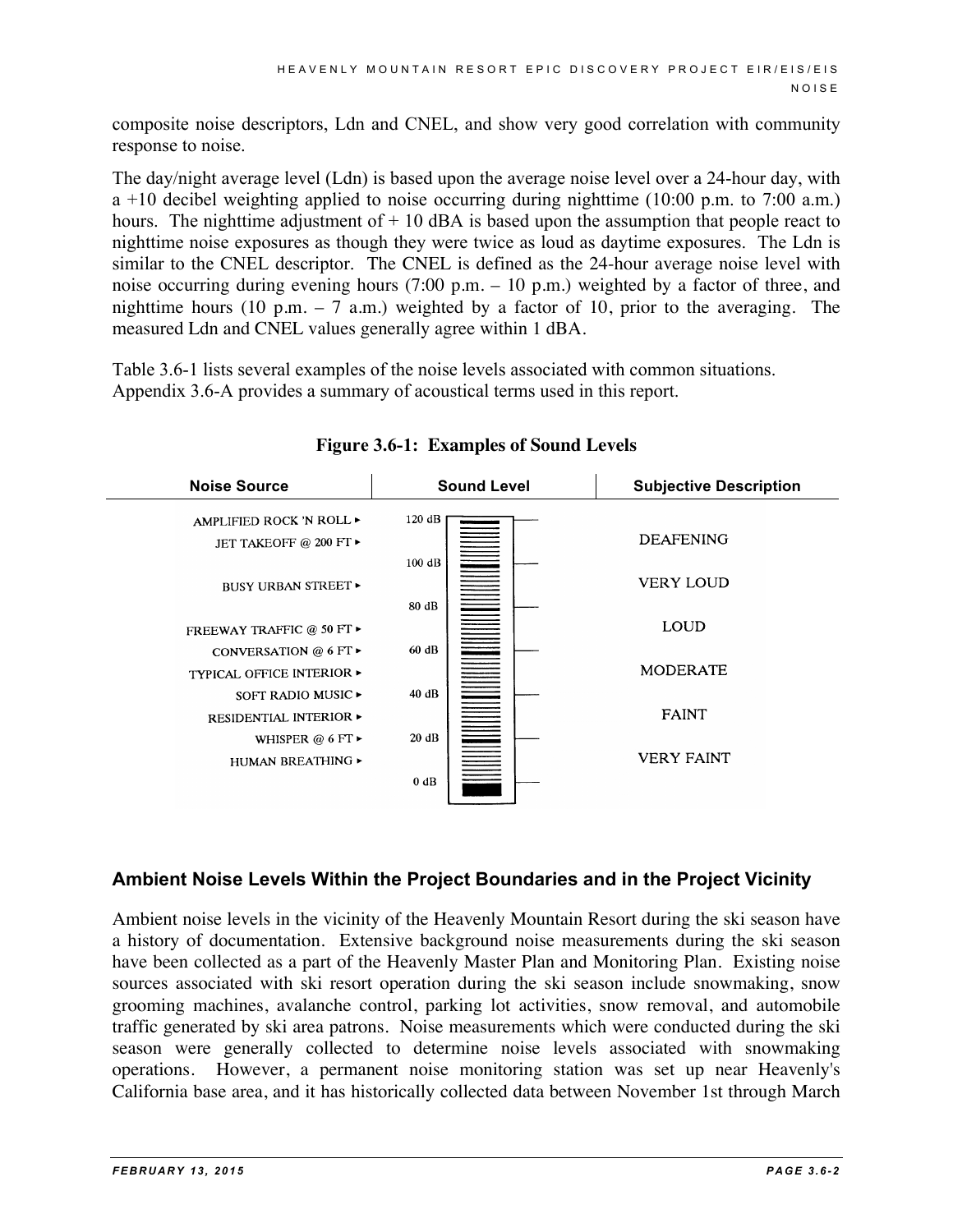composite noise descriptors, Ldn and CNEL, and show very good correlation with community response to noise.

The day/night average level (Ldn) is based upon the average noise level over a 24-hour day, with a +10 decibel weighting applied to noise occurring during nighttime (10:00 p.m. to 7:00 a.m.) hours. The nighttime adjustment of + 10 dBA is based upon the assumption that people react to nighttime noise exposures as though they were twice as loud as daytime exposures. The Ldn is similar to the CNEL descriptor. The CNEL is defined as the 24-hour average noise level with noise occurring during evening hours (7:00 p.m. – 10 p.m.) weighted by a factor of three, and nighttime hours (10 p.m. – 7 a.m.) weighted by a factor of 10, prior to the averaging. The measured Ldn and CNEL values generally agree within 1 dBA.

Table 3.6-1 lists several examples of the noise levels associated with common situations. Appendix 3.6-A provides a summary of acoustical terms used in this report.

**Figure 3.6-1: Examples of Sound Levels**

| Noise Source | Sound Level | Subjective Description |
|---|---|---|
| AMPLIFIED ROCK 'N ROLL | 120 dB | |
| JET TAKEOFF @ 200 FT | | DEAFENING |
| | 100 dB | |
| BUSY URBAN STREET | | VERY LOUD |
| | 80 dB | |
| FREEWAY TRAFFIC @ 50 FT | | LOUD |
| CONVERSATION @ 6 FT | 60 dB | |
| TYPICAL OFFICE INTERIOR | | MODERATE |
| SOFT RADIO MUSIC | 40 dB | |
| RESIDENTIAL INTERIOR | | FAINT |
| WHISPER @ 6 FT | 20 dB | |
| HUMAN BREATHING | | VERY FAINT |
| | 0 dB | |

### Ambient Noise Levels Within the Project Boundaries and in the Project Vicinity

Ambient noise levels in the vicinity of the Heavenly Mountain Resort during the ski season have a history of documentation. Extensive background noise measurements during the ski season have been collected as a part of the Heavenly Master Plan and Monitoring Plan. Existing noise sources associated with ski resort operation during the ski season include snowmaking, snow grooming machines, avalanche control, parking lot activities, snow removal, and automobile traffic generated by ski area patrons. Noise measurements which were conducted during the ski season were generally collected to determine noise levels associated with snowmaking operations. However, a permanent noise monitoring station was set up near Heavenly's California base area, and it has historically collected data between November 1st through March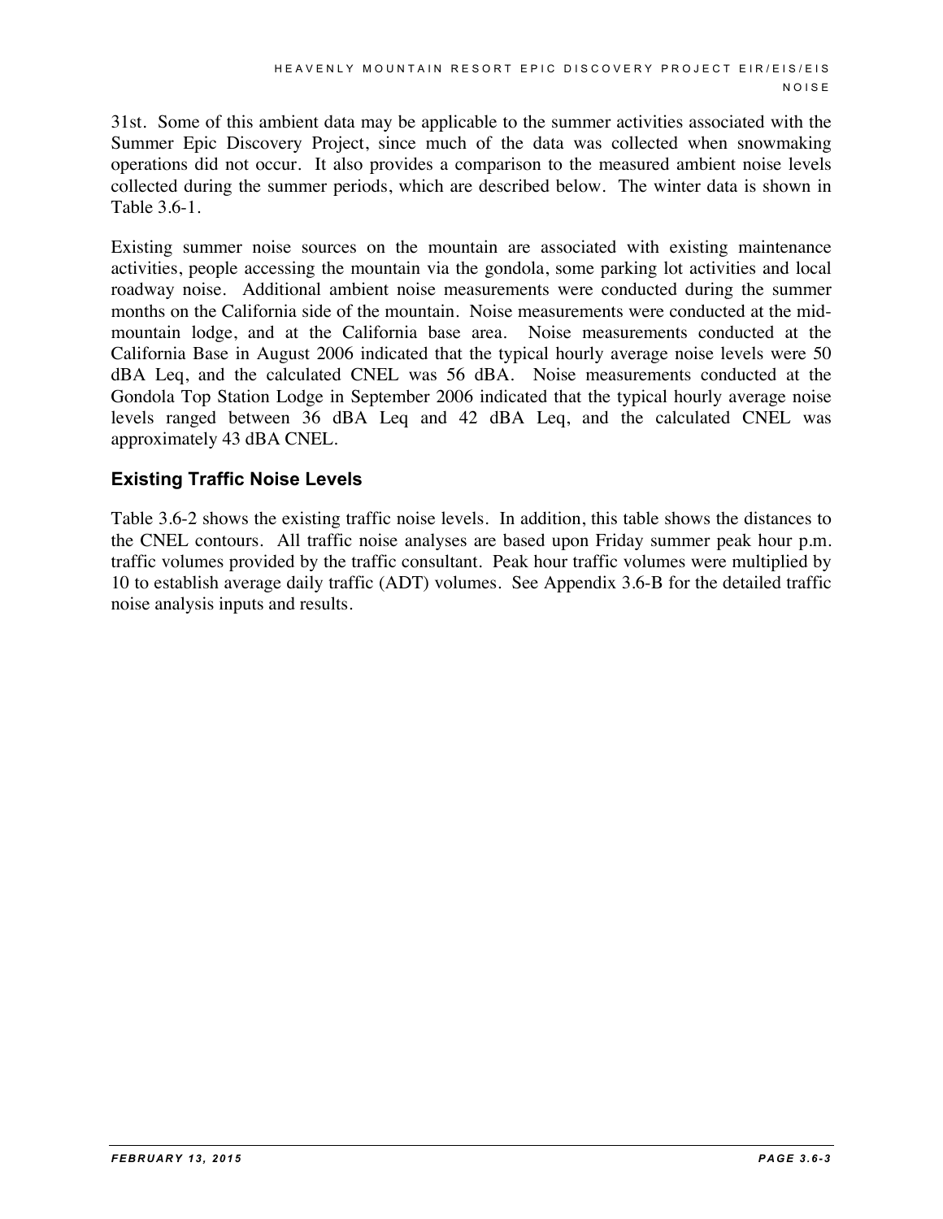31st. Some of this ambient data may be applicable to the summer activities associated with the Summer Epic Discovery Project, since much of the data was collected when snowmaking operations did not occur. It also provides a comparison to the measured ambient noise levels collected during the summer periods, which are described below. The winter data is shown in Table 3.6-1.

Existing summer noise sources on the mountain are associated with existing maintenance activities, people accessing the mountain via the gondola, some parking lot activities and local roadway noise. Additional ambient noise measurements were conducted during the summer months on the California side of the mountain. Noise measurements were conducted at the mid-mountain lodge, and at the California base area. Noise measurements conducted at the California Base in August 2006 indicated that the typical hourly average noise levels were 50 dBA Leq, and the calculated CNEL was 56 dBA. Noise measurements conducted at the Gondola Top Station Lodge in September 2006 indicated that the typical hourly average noise levels ranged between 36 dBA Leq and 42 dBA Leq, and the calculated CNEL was approximately 43 dBA CNEL.

### Existing Traffic Noise Levels

Table 3.6-2 shows the existing traffic noise levels. In addition, this table shows the distances to the CNEL contours. All traffic noise analyses are based upon Friday summer peak hour p.m. traffic volumes provided by the traffic consultant. Peak hour traffic volumes were multiplied by 10 to establish average daily traffic (ADT) volumes. See Appendix 3.6-B for the detailed traffic noise analysis inputs and results.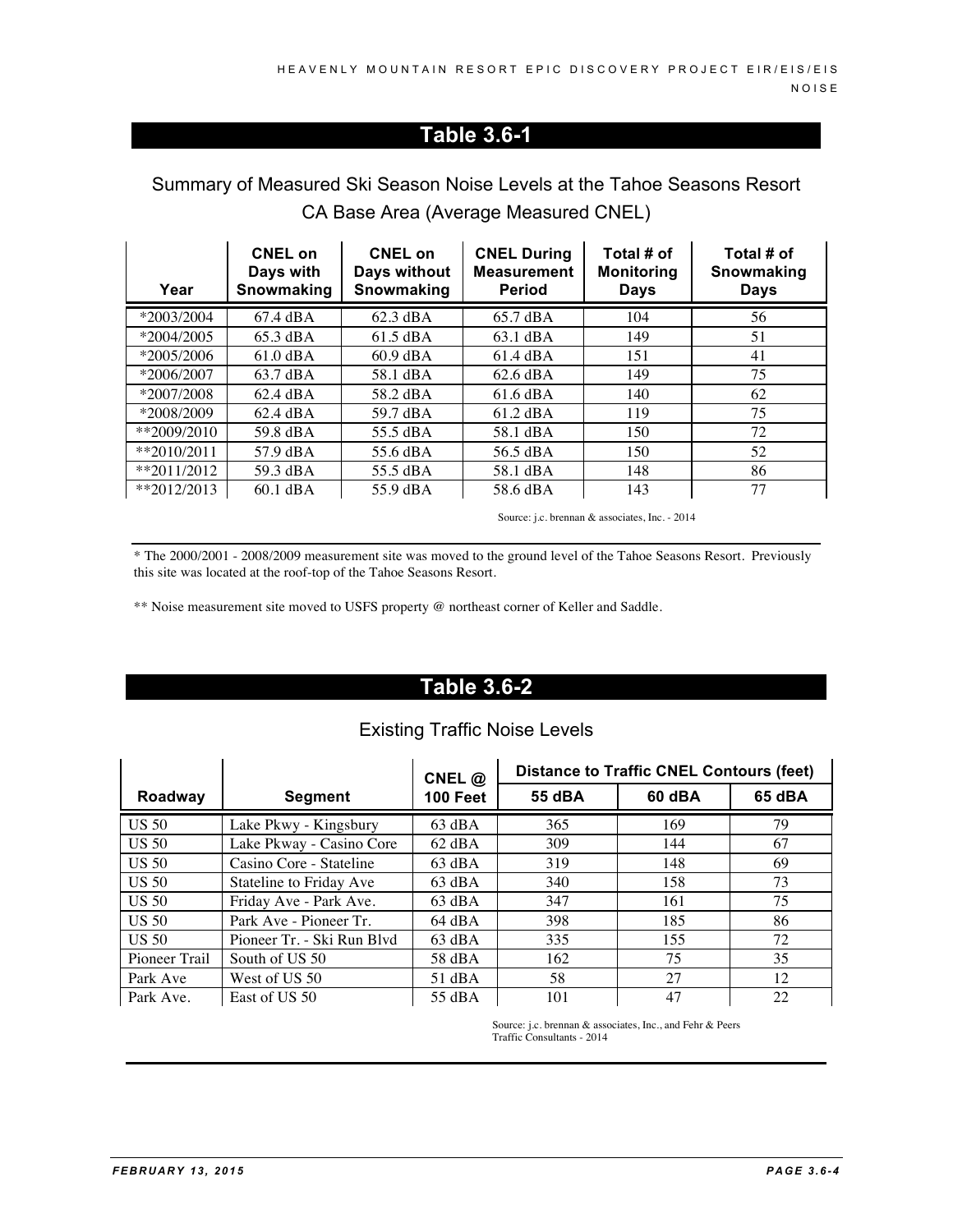## Table 3.6-1

### Summary of Measured Ski Season Noise Levels at the Tahoe Seasons Resort CA Base Area (Average Measured CNEL)

| Year | CNEL on Days with Snowmaking | CNEL on Days without Snowmaking | CNEL During Measurement Period | Total # of Monitoring Days | Total # of Snowmaking Days |
|---|---|---|---|---|---|
| *2003/2004 | 67.4 dBA | 62.3 dBA | 65.7 dBA | 104 | 56 |
| *2004/2005 | 65.3 dBA | 61.5 dBA | 63.1 dBA | 149 | 51 |
| *2005/2006 | 61.0 dBA | 60.9 dBA | 61.4 dBA | 151 | 41 |
| *2006/2007 | 63.7 dBA | 58.1 dBA | 62.6 dBA | 149 | 75 |
| *2007/2008 | 62.4 dBA | 58.2 dBA | 61.6 dBA | 140 | 62 |
| *2008/2009 | 62.4 dBA | 59.7 dBA | 61.2 dBA | 119 | 75 |
| **2009/2010 | 59.8 dBA | 55.5 dBA | 58.1 dBA | 150 | 72 |
| **2010/2011 | 57.9 dBA | 55.6 dBA | 56.5 dBA | 150 | 52 |
| **2011/2012 | 59.3 dBA | 55.5 dBA | 58.1 dBA | 148 | 86 |
| **2012/2013 | 60.1 dBA | 55.9 dBA | 58.6 dBA | 143 | 77 |

Source: j.c. brennan & associates, Inc. - 2014

* The 2000/2001 - 2008/2009 measurement site was moved to the ground level of the Tahoe Seasons Resort. Previously this site was located at the roof-top of the Tahoe Seasons Resort.

** Noise measurement site moved to USFS property @ northeast corner of Keller and Saddle.

## Table 3.6-2

### Existing Traffic Noise Levels

| Roadway | Segment | CNEL @ 100 Feet | Distance to Traffic CNEL Contours (feet) | | |
|---|---|---|---|---|---|
| | | | 55 dBA | 60 dBA | 65 dBA |
| US 50 | Lake Pkwy - Kingsbury | 63 dBA | 365 | 169 | 79 |
| US 50 | Lake Pkwy - Casino Core | 62 dBA | 309 | 144 | 67 |
| US 50 | Casino Core - Stateline | 63 dBA | 319 | 148 | 69 |
| US 50 | Stateline to Friday Ave | 63 dBA | 340 | 158 | 73 |
| US 50 | Friday Ave - Park Ave. | 63 dBA | 347 | 161 | 75 |
| US 50 | Park Ave - Pioneer Tr. | 64 dBA | 398 | 185 | 86 |
| US 50 | Pioneer Tr. - Ski Run Blvd | 63 dBA | 335 | 155 | 72 |
| Pioneer Trail | South of US 50 | 58 dBA | 162 | 75 | 35 |
| Park Ave | West of US 50 | 51 dBA | 58 | 27 | 12 |
| Park Ave. | East of US 50 | 55 dBA | 101 | 47 | 22 |

Source: j.c. brennan & associates, Inc., and Fehr & Peers Traffic Consultants - 2014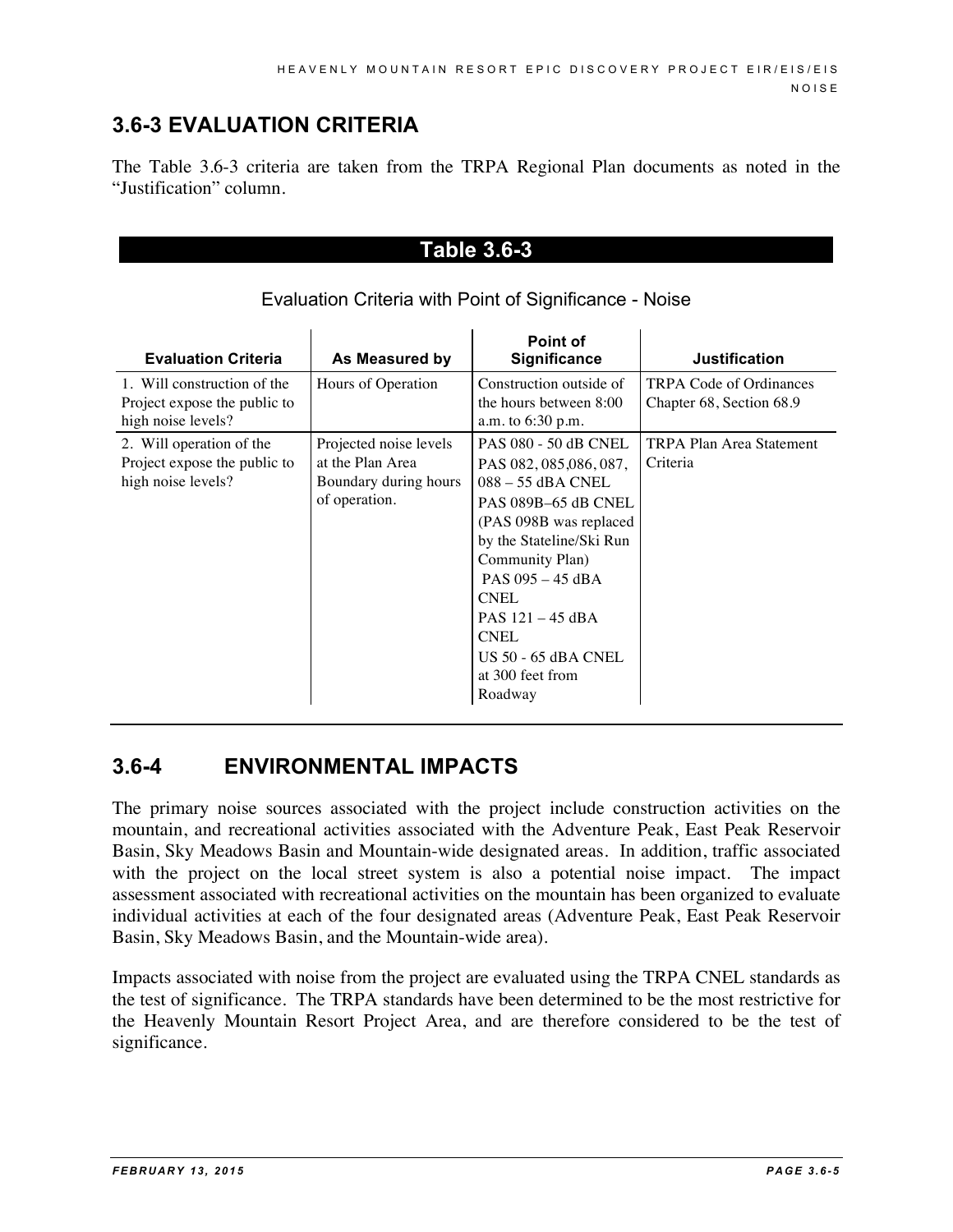## 3.6-3 EVALUATION CRITERIA

The Table 3.6-3 criteria are taken from the TRPA Regional Plan documents as noted in the "Justification" column.

**Table 3.6-3**

Evaluation Criteria with Point of Significance - Noise

| Evaluation Criteria | As Measured by | Point of Significance | Justification |
|---|---|---|---|
| 1. Will construction of the Project expose the public to high noise levels? | Hours of Operation | Construction outside of the hours between 8:00 a.m. to 6:30 p.m. | TRPA Code of Ordinances Chapter 68, Section 68.9 |
| 2. Will operation of the Project expose the public to high noise levels? | Projected noise levels at the Plan Area Boundary during hours of operation. | PAS 080 - 50 dB CNEL<br>PAS 082, 085,086, 087, 088 – 55 dBA CNEL<br>PAS 089B–65 dB CNEL (PAS 098B was replaced by the Stateline/Ski Run Community Plan)<br>PAS 095 – 45 dBA CNEL<br>PAS 121 – 45 dBA CNEL<br>US 50 - 65 dBA CNEL at 300 feet from Roadway | TRPA Plan Area Statement Criteria |

## 3.6-4 ENVIRONMENTAL IMPACTS

The primary noise sources associated with the project include construction activities on the mountain, and recreational activities associated with the Adventure Peak, East Peak Reservoir Basin, Sky Meadows Basin and Mountain-wide designated areas. In addition, traffic associated with the project on the local street system is also a potential noise impact. The impact assessment associated with recreational activities on the mountain has been organized to evaluate individual activities at each of the four designated areas (Adventure Peak, East Peak Reservoir Basin, Sky Meadows Basin, and the Mountain-wide area).

Impacts associated with noise from the project are evaluated using the TRPA CNEL standards as the test of significance. The TRPA standards have been determined to be the most restrictive for the Heavenly Mountain Resort Project Area, and are therefore considered to be the test of significance.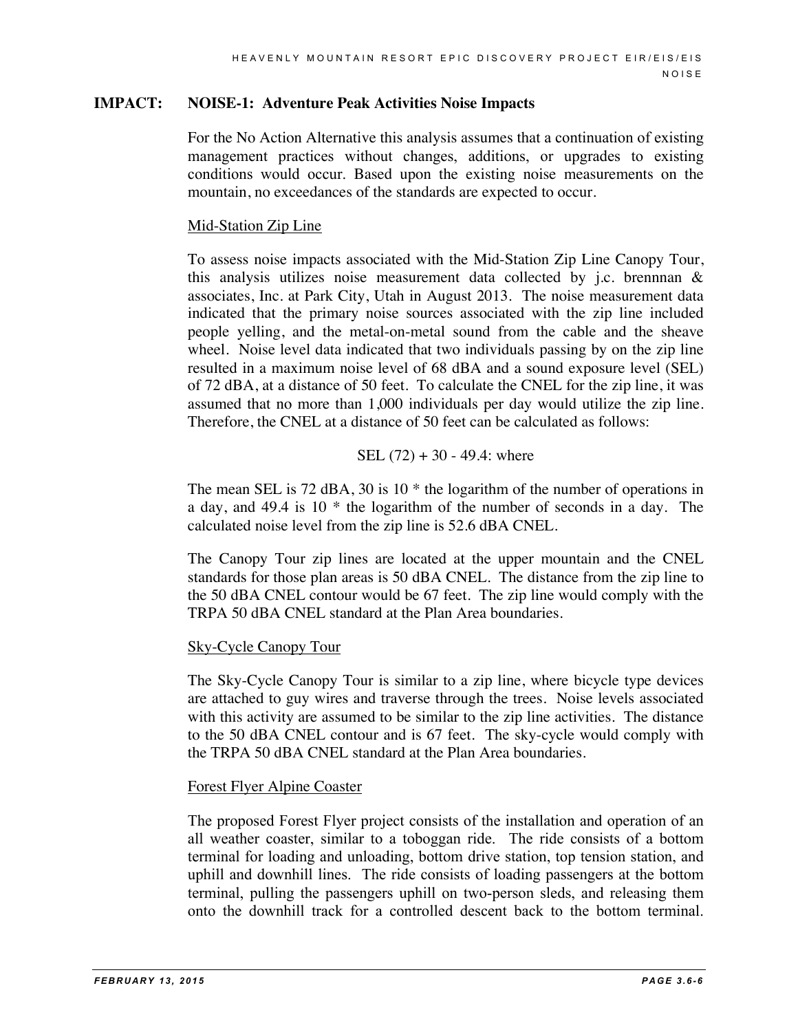**IMPACT: NOISE-1: Adventure Peak Activities Noise Impacts**

For the No Action Alternative this analysis assumes that a continuation of existing management practices without changes, additions, or upgrades to existing conditions would occur. Based upon the existing noise measurements on the mountain, no exceedances of the standards are expected to occur.

Mid-Station Zip Line

To assess noise impacts associated with the Mid-Station Zip Line Canopy Tour, this analysis utilizes noise measurement data collected by j.c. brennnan & associates, Inc. at Park City, Utah in August 2013. The noise measurement data indicated that the primary noise sources associated with the zip line included people yelling, and the metal-on-metal sound from the cable and the sheave wheel. Noise level data indicated that two individuals passing by on the zip line resulted in a maximum noise level of 68 dBA and a sound exposure level (SEL) of 72 dBA, at a distance of 50 feet. To calculate the CNEL for the zip line, it was assumed that no more than 1,000 individuals per day would utilize the zip line. Therefore, the CNEL at a distance of 50 feet can be calculated as follows:

SEL (72) + 30 - 49.4: where

The mean SEL is 72 dBA, 30 is 10 * the logarithm of the number of operations in a day, and 49.4 is 10 * the logarithm of the number of seconds in a day. The calculated noise level from the zip line is 52.6 dBA CNEL.

The Canopy Tour zip lines are located at the upper mountain and the CNEL standards for those plan areas is 50 dBA CNEL. The distance from the zip line to the 50 dBA CNEL contour would be 67 feet. The zip line would comply with the TRPA 50 dBA CNEL standard at the Plan Area boundaries.

Sky-Cycle Canopy Tour

The Sky-Cycle Canopy Tour is similar to a zip line, where bicycle type devices are attached to guy wires and traverse through the trees. Noise levels associated with this activity are assumed to be similar to the zip line activities. The distance to the 50 dBA CNEL contour and is 67 feet. The sky-cycle would comply with the TRPA 50 dBA CNEL standard at the Plan Area boundaries.

Forest Flyer Alpine Coaster

The proposed Forest Flyer project consists of the installation and operation of an all weather coaster, similar to a toboggan ride. The ride consists of a bottom terminal for loading and unloading, bottom drive station, top tension station, and uphill and downhill lines. The ride consists of loading passengers at the bottom terminal, pulling the passengers uphill on two-person sleds, and releasing them onto the downhill track for a controlled descent back to the bottom terminal.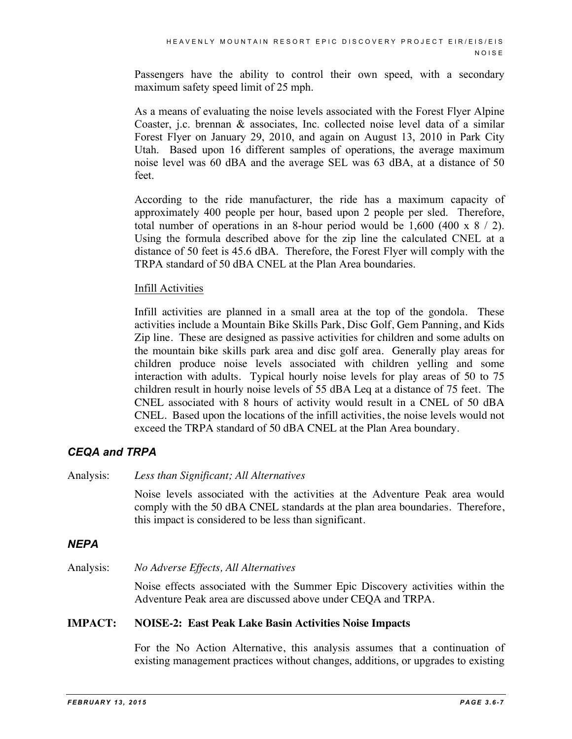Passengers have the ability to control their own speed, with a secondary maximum safety speed limit of 25 mph.

As a means of evaluating the noise levels associated with the Forest Flyer Alpine Coaster, j.c. brennan & associates, Inc. collected noise level data of a similar Forest Flyer on January 29, 2010, and again on August 13, 2010 in Park City Utah. Based upon 16 different samples of operations, the average maximum noise level was 60 dBA and the average SEL was 63 dBA, at a distance of 50 feet.

According to the ride manufacturer, the ride has a maximum capacity of approximately 400 people per hour, based upon 2 people per sled. Therefore, total number of operations in an 8-hour period would be 1,600 (400 x 8 / 2). Using the formula described above for the zip line the calculated CNEL at a distance of 50 feet is 45.6 dBA. Therefore, the Forest Flyer will comply with the TRPA standard of 50 dBA CNEL at the Plan Area boundaries.

Infill Activities

Infill activities are planned in a small area at the top of the gondola. These activities include a Mountain Bike Skills Park, Disc Golf, Gem Panning, and Kids Zip line. These are designed as passive activities for children and some adults on the mountain bike skills park area and disc golf area. Generally play areas for children produce noise levels associated with children yelling and some interaction with adults. Typical hourly noise levels for play areas of 50 to 75 children result in hourly noise levels of 55 dBA Leq at a distance of 75 feet. The CNEL associated with 8 hours of activity would result in a CNEL of 50 dBA CNEL. Based upon the locations of the infill activities, the noise levels would not exceed the TRPA standard of 50 dBA CNEL at the Plan Area boundary.

### *CEQA and TRPA*

Analysis: *Less than Significant; All Alternatives*

Noise levels associated with the activities at the Adventure Peak area would comply with the 50 dBA CNEL standards at the plan area boundaries. Therefore, this impact is considered to be less than significant.

### *NEPA*

Analysis: *No Adverse Effects, All Alternatives*

Noise effects associated with the Summer Epic Discovery activities within the Adventure Peak area are discussed above under CEQA and TRPA.

**IMPACT: NOISE-2: East Peak Lake Basin Activities Noise Impacts**

For the No Action Alternative, this analysis assumes that a continuation of existing management practices without changes, additions, or upgrades to existing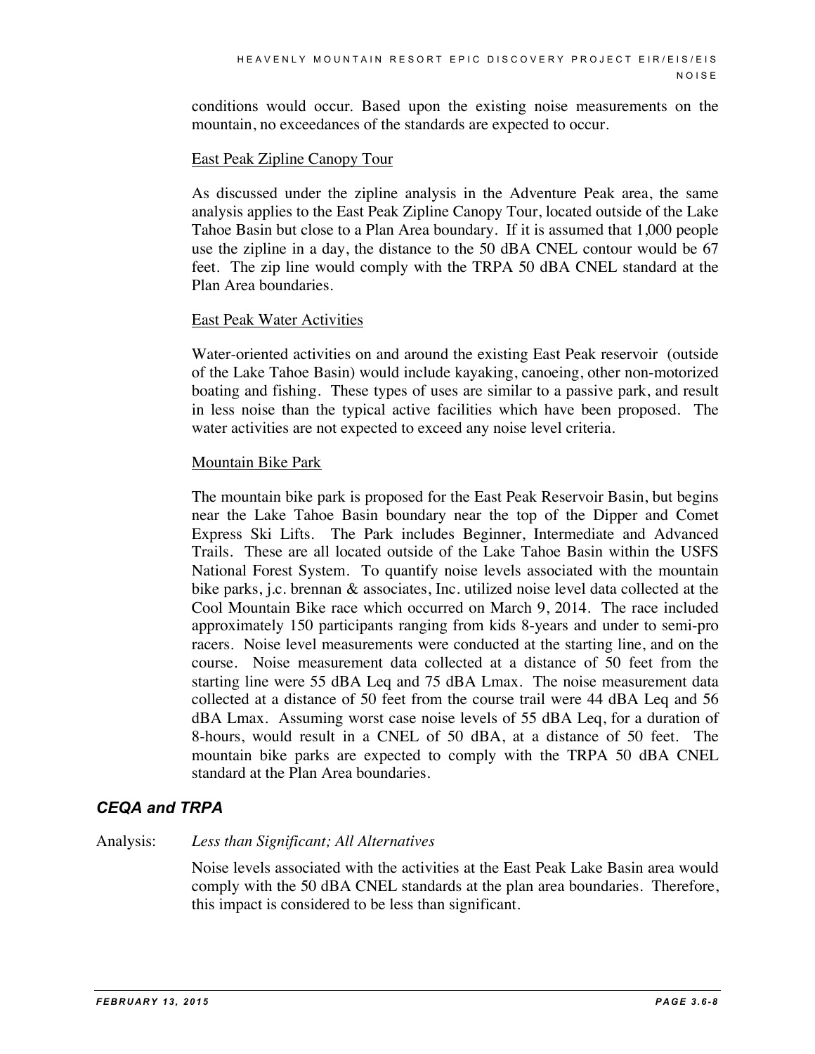conditions would occur. Based upon the existing noise measurements on the mountain, no exceedances of the standards are expected to occur.

East Peak Zipline Canopy Tour

As discussed under the zipline analysis in the Adventure Peak area, the same analysis applies to the East Peak Zipline Canopy Tour, located outside of the Lake Tahoe Basin but close to a Plan Area boundary. If it is assumed that 1,000 people use the zipline in a day, the distance to the 50 dBA CNEL contour would be 67 feet. The zip line would comply with the TRPA 50 dBA CNEL standard at the Plan Area boundaries.

East Peak Water Activities

Water-oriented activities on and around the existing East Peak reservoir (outside of the Lake Tahoe Basin) would include kayaking, canoeing, other non-motorized boating and fishing. These types of uses are similar to a passive park, and result in less noise than the typical active facilities which have been proposed. The water activities are not expected to exceed any noise level criteria.

Mountain Bike Park

The mountain bike park is proposed for the East Peak Reservoir Basin, but begins near the Lake Tahoe Basin boundary near the top of the Dipper and Comet Express Ski Lifts. The Park includes Beginner, Intermediate and Advanced Trails. These are all located outside of the Lake Tahoe Basin within the USFS National Forest System. To quantify noise levels associated with the mountain bike parks, j.c. brennan & associates, Inc. utilized noise level data collected at the Cool Mountain Bike race which occurred on March 9, 2014. The race included approximately 150 participants ranging from kids 8-years and under to semi-pro racers. Noise level measurements were conducted at the starting line, and on the course. Noise measurement data collected at a distance of 50 feet from the starting line were 55 dBA Leq and 75 dBA Lmax. The noise measurement data collected at a distance of 50 feet from the course trail were 44 dBA Leq and 56 dBA Lmax. Assuming worst case noise levels of 55 dBA Leq, for a duration of 8-hours, would result in a CNEL of 50 dBA, at a distance of 50 feet. The mountain bike parks are expected to comply with the TRPA 50 dBA CNEL standard at the Plan Area boundaries.

### *CEQA and TRPA*

Analysis: *Less than Significant; All Alternatives*

Noise levels associated with the activities at the East Peak Lake Basin area would comply with the 50 dBA CNEL standards at the plan area boundaries. Therefore, this impact is considered to be less than significant.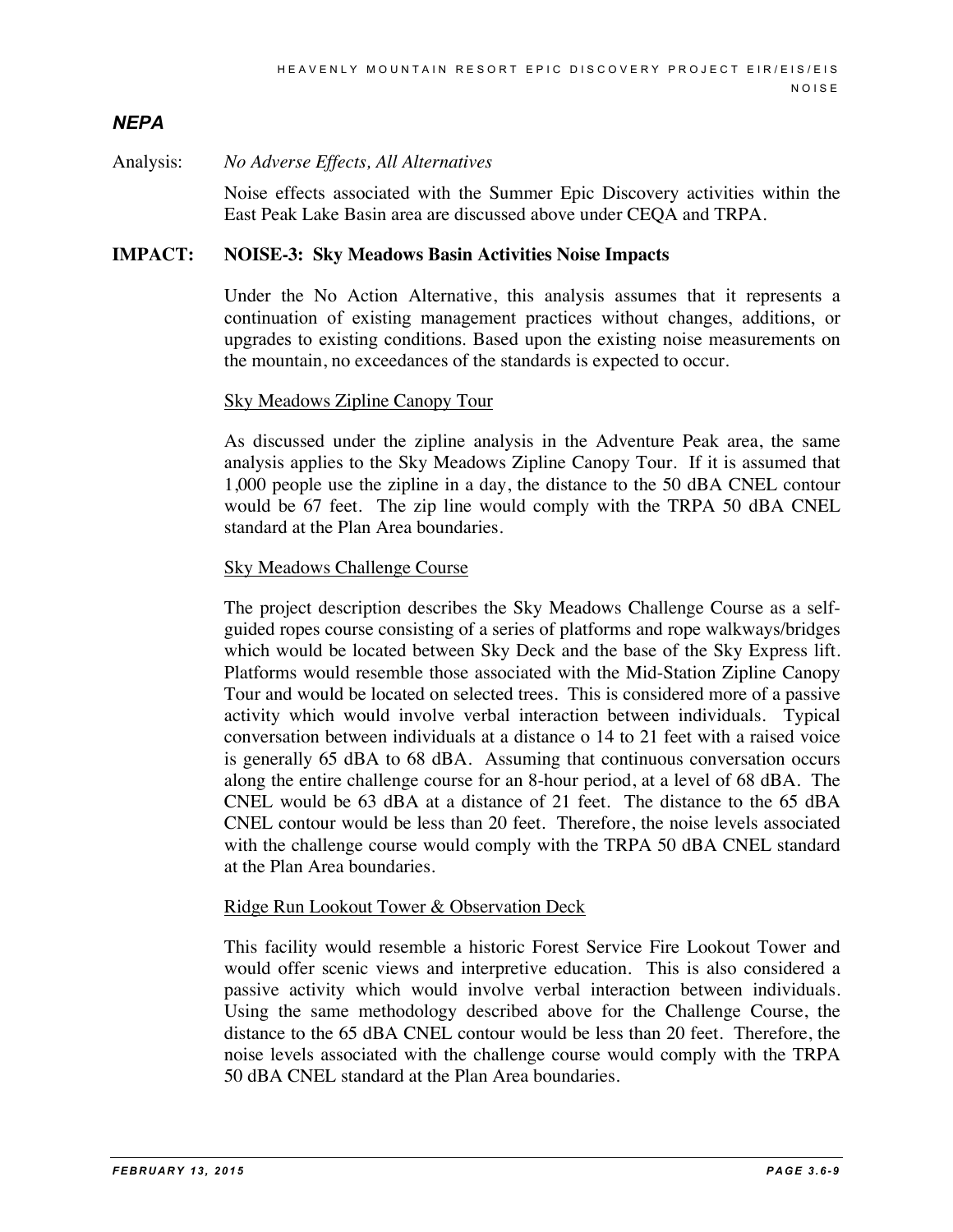### *NEPA*

Analysis: *No Adverse Effects, All Alternatives*

Noise effects associated with the Summer Epic Discovery activities within the East Peak Lake Basin area are discussed above under CEQA and TRPA.

**IMPACT: NOISE-3: Sky Meadows Basin Activities Noise Impacts**

Under the No Action Alternative, this analysis assumes that it represents a continuation of existing management practices without changes, additions, or upgrades to existing conditions. Based upon the existing noise measurements on the mountain, no exceedances of the standards is expected to occur.

Sky Meadows Zipline Canopy Tour

As discussed under the zipline analysis in the Adventure Peak area, the same analysis applies to the Sky Meadows Zipline Canopy Tour. If it is assumed that 1,000 people use the zipline in a day, the distance to the 50 dBA CNEL contour would be 67 feet. The zip line would comply with the TRPA 50 dBA CNEL standard at the Plan Area boundaries.

Sky Meadows Challenge Course

The project description describes the Sky Meadows Challenge Course as a self-guided ropes course consisting of a series of platforms and rope walkways/bridges which would be located between Sky Deck and the base of the Sky Express lift. Platforms would resemble those associated with the Mid-Station Zipline Canopy Tour and would be located on selected trees. This is considered more of a passive activity which would involve verbal interaction between individuals. Typical conversation between individuals at a distance o 14 to 21 feet with a raised voice is generally 65 dBA to 68 dBA. Assuming that continuous conversation occurs along the entire challenge course for an 8-hour period, at a level of 68 dBA. The CNEL would be 63 dBA at a distance of 21 feet. The distance to the 65 dBA CNEL contour would be less than 20 feet. Therefore, the noise levels associated with the challenge course would comply with the TRPA 50 dBA CNEL standard at the Plan Area boundaries.

Ridge Run Lookout Tower & Observation Deck

This facility would resemble a historic Forest Service Fire Lookout Tower and would offer scenic views and interpretive education. This is also considered a passive activity which would involve verbal interaction between individuals. Using the same methodology described above for the Challenge Course, the distance to the 65 dBA CNEL contour would be less than 20 feet. Therefore, the noise levels associated with the challenge course would comply with the TRPA 50 dBA CNEL standard at the Plan Area boundaries.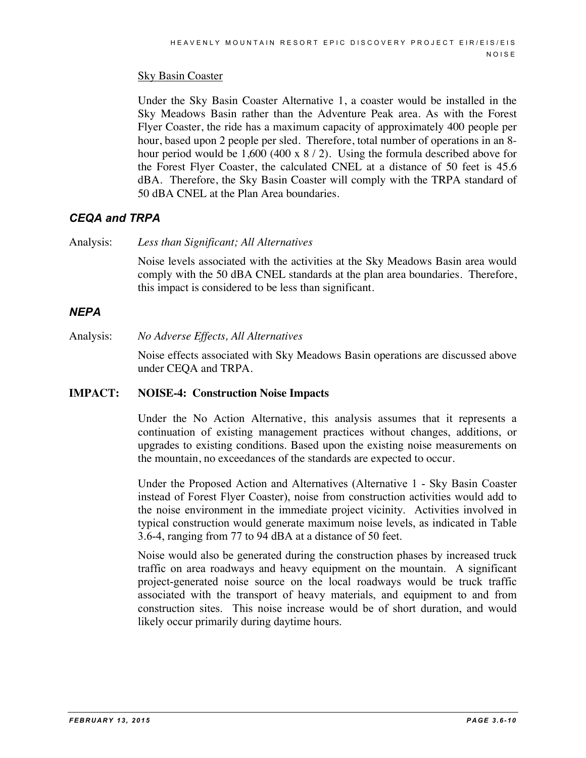Sky Basin Coaster

Under the Sky Basin Coaster Alternative 1, a coaster would be installed in the Sky Meadows Basin rather than the Adventure Peak area. As with the Forest Flyer Coaster, the ride has a maximum capacity of approximately 400 people per hour, based upon 2 people per sled. Therefore, total number of operations in an 8-hour period would be 1,600 (400 x 8 / 2). Using the formula described above for the Forest Flyer Coaster, the calculated CNEL at a distance of 50 feet is 45.6 dBA. Therefore, the Sky Basin Coaster will comply with the TRPA standard of 50 dBA CNEL at the Plan Area boundaries.

### *CEQA and TRPA*

Analysis: *Less than Significant; All Alternatives*

Noise levels associated with the activities at the Sky Meadows Basin area would comply with the 50 dBA CNEL standards at the plan area boundaries. Therefore, this impact is considered to be less than significant.

### *NEPA*

Analysis: *No Adverse Effects, All Alternatives*

Noise effects associated with Sky Meadows Basin operations are discussed above under CEQA and TRPA.

**IMPACT: NOISE-4: Construction Noise Impacts**

Under the No Action Alternative, this analysis assumes that it represents a continuation of existing management practices without changes, additions, or upgrades to existing conditions. Based upon the existing noise measurements on the mountain, no exceedances of the standards are expected to occur.

Under the Proposed Action and Alternatives (Alternative 1 - Sky Basin Coaster instead of Forest Flyer Coaster), noise from construction activities would add to the noise environment in the immediate project vicinity. Activities involved in typical construction would generate maximum noise levels, as indicated in Table 3.6-4, ranging from 77 to 94 dBA at a distance of 50 feet.

Noise would also be generated during the construction phases by increased truck traffic on area roadways and heavy equipment on the mountain. A significant project-generated noise source on the local roadways would be truck traffic associated with the transport of heavy materials, and equipment to and from construction sites. This noise increase would be of short duration, and would likely occur primarily during daytime hours.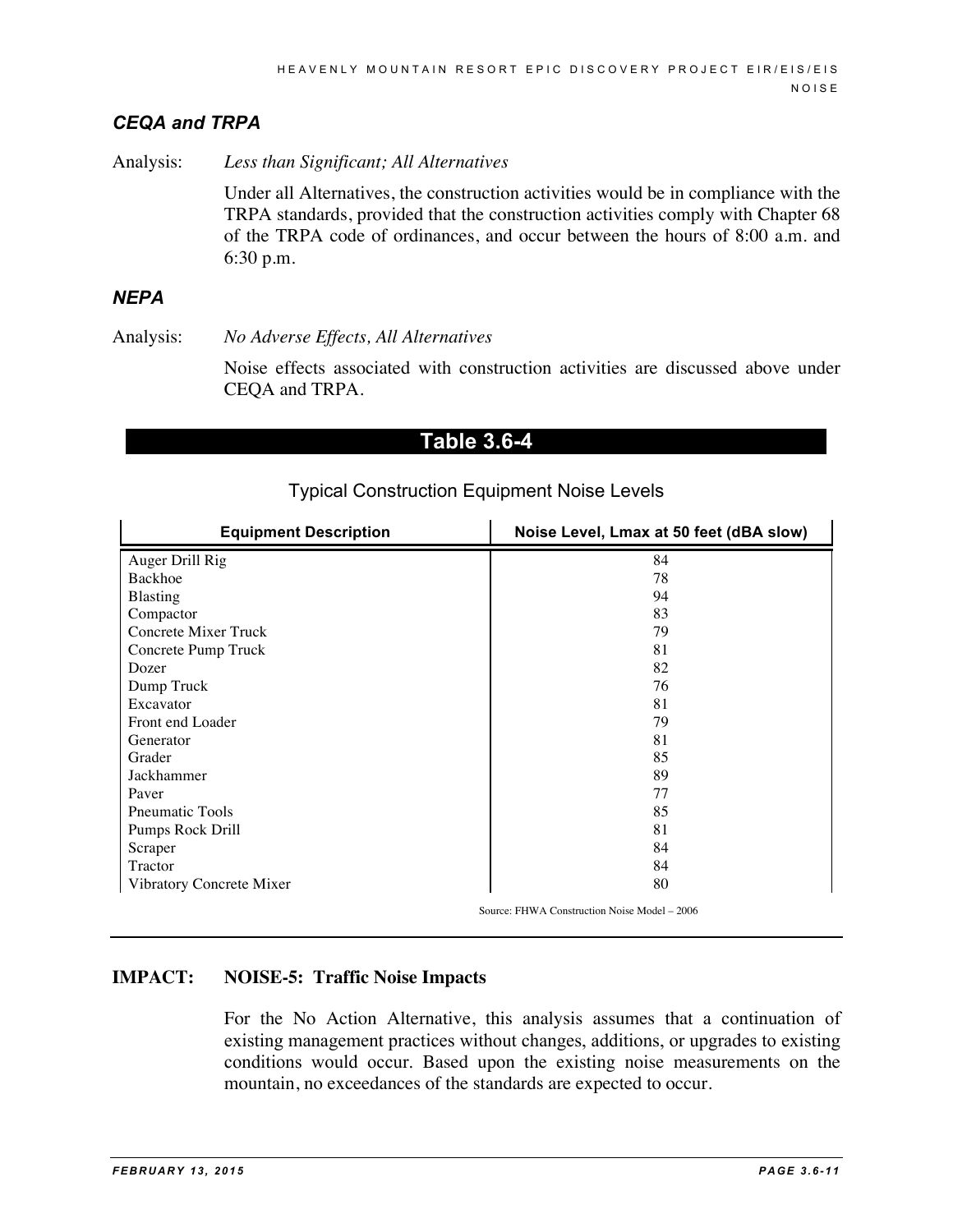### *CEQA and TRPA*

Analysis: *Less than Significant; All Alternatives*

Under all Alternatives, the construction activities would be in compliance with the TRPA standards, provided that the construction activities comply with Chapter 68 of the TRPA code of ordinances, and occur between the hours of 8:00 a.m. and 6:30 p.m.

### *NEPA*

Analysis: *No Adverse Effects, All Alternatives*

Noise effects associated with construction activities are discussed above under CEQA and TRPA.

**Table 3.6-4**

Typical Construction Equipment Noise Levels

| Equipment Description | Noise Level, Lmax at 50 feet (dBA slow) |
|---|---|
| Auger Drill Rig | 84 |
| Backhoe | 78 |
| Blasting | 94 |
| Compactor | 83 |
| Concrete Mixer Truck | 79 |
| Concrete Pump Truck | 81 |
| Dozer | 82 |
| Dump Truck | 76 |
| Excavator | 81 |
| Front end Loader | 79 |
| Generator | 81 |
| Grader | 85 |
| Jackhammer | 89 |
| Paver | 77 |
| Pneumatic Tools | 85 |
| Pumps Rock Drill | 81 |
| Scraper | 84 |
| Tractor | 84 |
| Vibratory Concrete Mixer | 80 |

Source: FHWA Construction Noise Model – 2006

**IMPACT: NOISE-5: Traffic Noise Impacts**

For the No Action Alternative, this analysis assumes that a continuation of existing management practices without changes, additions, or upgrades to existing conditions would occur. Based upon the existing noise measurements on the mountain, no exceedances of the standards are expected to occur.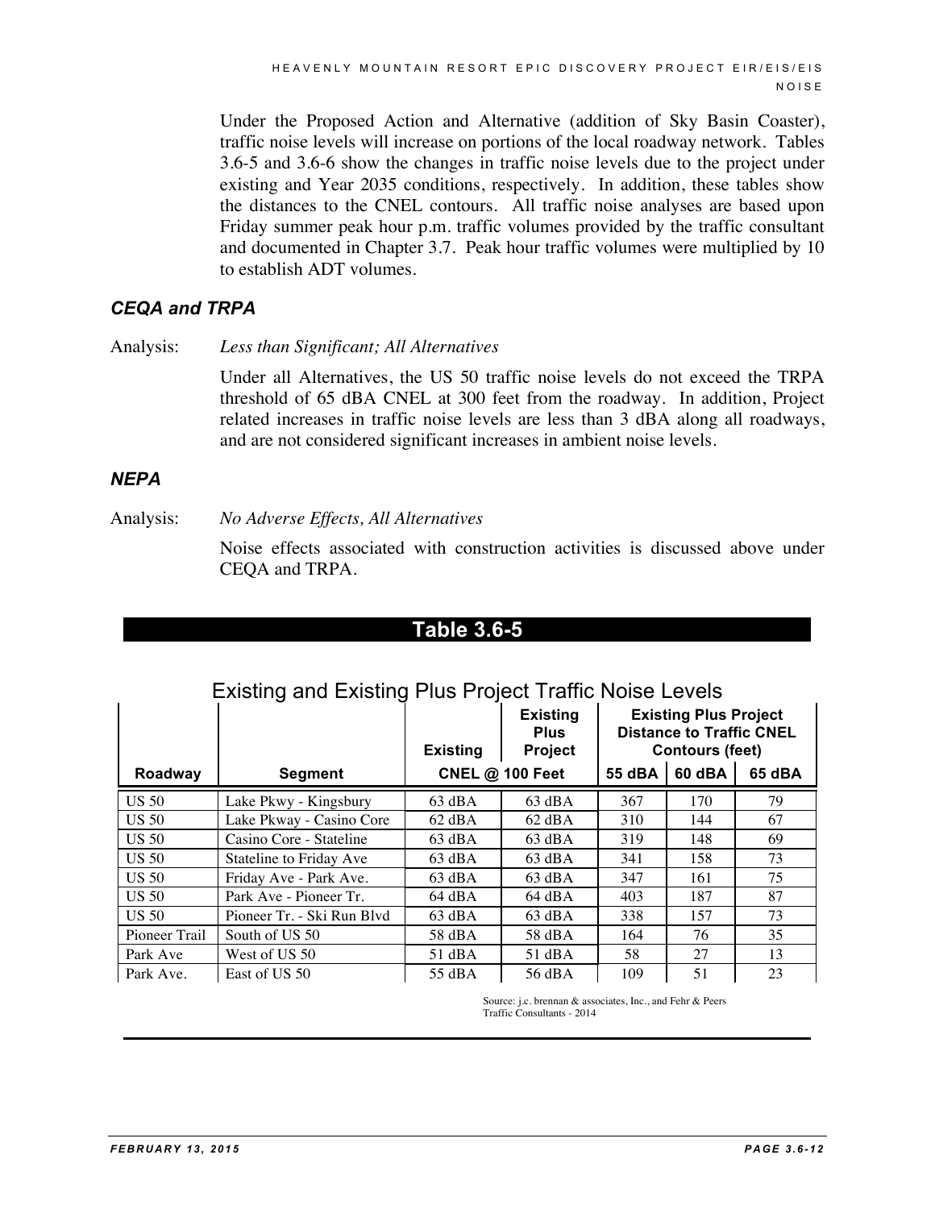Under the Proposed Action and Alternative (addition of Sky Basin Coaster), traffic noise levels will increase on portions of the local roadway network. Tables 3.6-5 and 3.6-6 show the changes in traffic noise levels due to the project under existing and Year 2035 conditions, respectively. In addition, these tables show the distances to the CNEL contours. All traffic noise analyses are based upon Friday summer peak hour p.m. traffic volumes provided by the traffic consultant and documented in Chapter 3.7. Peak hour traffic volumes were multiplied by 10 to establish ADT volumes.

### *CEQA and TRPA*

Analysis: *Less than Significant; All Alternatives*

Under all Alternatives, the US 50 traffic noise levels do not exceed the TRPA threshold of 65 dBA CNEL at 300 feet from the roadway. In addition, Project related increases in traffic noise levels are less than 3 dBA along all roadways, and are not considered significant increases in ambient noise levels.

### *NEPA*

Analysis: *No Adverse Effects, All Alternatives*

Noise effects associated with construction activities is discussed above under CEQA and TRPA.

**Table 3.6-5**

Existing and Existing Plus Project Traffic Noise Levels

| Roadway | Segment | Existing | Existing Plus Project | Existing Plus Project Distance to Traffic CNEL Contours (feet) | | |
|---|---|---|---|---|---|---|
| | | CNEL @ 100 Feet | | 55 dBA | 60 dBA | 65 dBA |
| US 50 | Lake Pkwy - Kingsbury | 63 dBA | 63 dBA | 367 | 170 | 79 |
| US 50 | Lake Pkway - Casino Core | 62 dBA | 62 dBA | 310 | 144 | 67 |
| US 50 | Casino Core - Stateline | 63 dBA | 63 dBA | 319 | 148 | 69 |
| US 50 | Stateline to Friday Ave | 63 dBA | 63 dBA | 341 | 158 | 73 |
| US 50 | Friday Ave - Park Ave. | 63 dBA | 63 dBA | 347 | 161 | 75 |
| US 50 | Park Ave - Pioneer Tr. | 64 dBA | 64 dBA | 403 | 187 | 87 |
| US 50 | Pioneer Tr. - Ski Run Blvd | 63 dBA | 63 dBA | 338 | 157 | 73 |
| Pioneer Trail | South of US 50 | 58 dBA | 58 dBA | 164 | 76 | 35 |
| Park Ave | West of US 50 | 51 dBA | 51 dBA | 58 | 27 | 13 |
| Park Ave. | East of US 50 | 55 dBA | 56 dBA | 109 | 51 | 23 |

Source: j.c. brennan & associates, Inc., and Fehr & Peers Traffic Consultants - 2014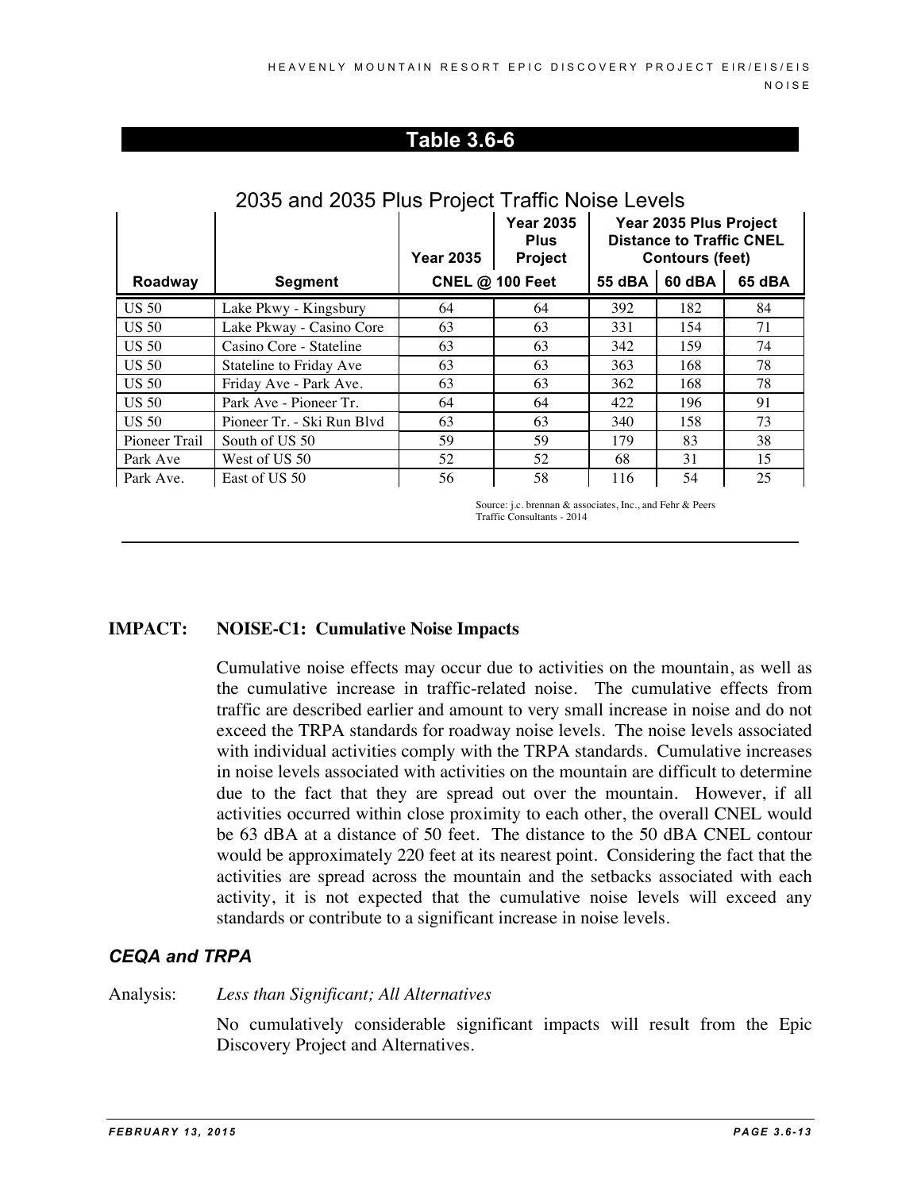## Table 3.6-6

### 2035 and 2035 Plus Project Traffic Noise Levels

| Roadway | Segment | Year 2035 | Year 2035 Plus Project | Year 2035 Plus Project Distance to Traffic CNEL Contours (feet) | | |
|---|---|---|---|---|---|---|
| | | CNEL @ 100 Feet | | 55 dBA | 60 dBA | 65 dBA |
| US 50 | Lake Pkwy - Kingsbury | 64 | 64 | 392 | 182 | 84 |
| US 50 | Lake Pkway - Casino Core | 63 | 63 | 331 | 154 | 71 |
| US 50 | Casino Core - Stateline | 63 | 63 | 342 | 159 | 74 |
| US 50 | Stateline to Friday Ave | 63 | 63 | 363 | 168 | 78 |
| US 50 | Friday Ave - Park Ave. | 63 | 63 | 362 | 168 | 78 |
| US 50 | Park Ave - Pioneer Tr. | 64 | 64 | 422 | 196 | 91 |
| US 50 | Pioneer Tr. - Ski Run Blvd | 63 | 63 | 340 | 158 | 73 |
| Pioneer Trail | South of US 50 | 59 | 59 | 179 | 83 | 38 |
| Park Ave | West of US 50 | 52 | 52 | 68 | 31 | 15 |
| Park Ave. | East of US 50 | 56 | 58 | 116 | 54 | 25 |

Source: j.c. brennan & associates, Inc., and Fehr & Peers Traffic Consultants - 2014

**IMPACT: NOISE-C1: Cumulative Noise Impacts**

Cumulative noise effects may occur due to activities on the mountain, as well as the cumulative increase in traffic-related noise. The cumulative effects from traffic are described earlier and amount to very small increase in noise and do not exceed the TRPA standards for roadway noise levels. The noise levels associated with individual activities comply with the TRPA standards. Cumulative increases in noise levels associated with activities on the mountain are difficult to determine due to the fact that they are spread out over the mountain. However, if all activities occurred within close proximity to each other, the overall CNEL would be 63 dBA at a distance of 50 feet. The distance to the 50 dBA CNEL contour would be approximately 220 feet at its nearest point. Considering the fact that the activities are spread across the mountain and the setbacks associated with each activity, it is not expected that the cumulative noise levels will exceed any standards or contribute to a significant increase in noise levels.

### *CEQA and TRPA*

Analysis: *Less than Significant; All Alternatives*

No cumulatively considerable significant impacts will result from the Epic Discovery Project and Alternatives.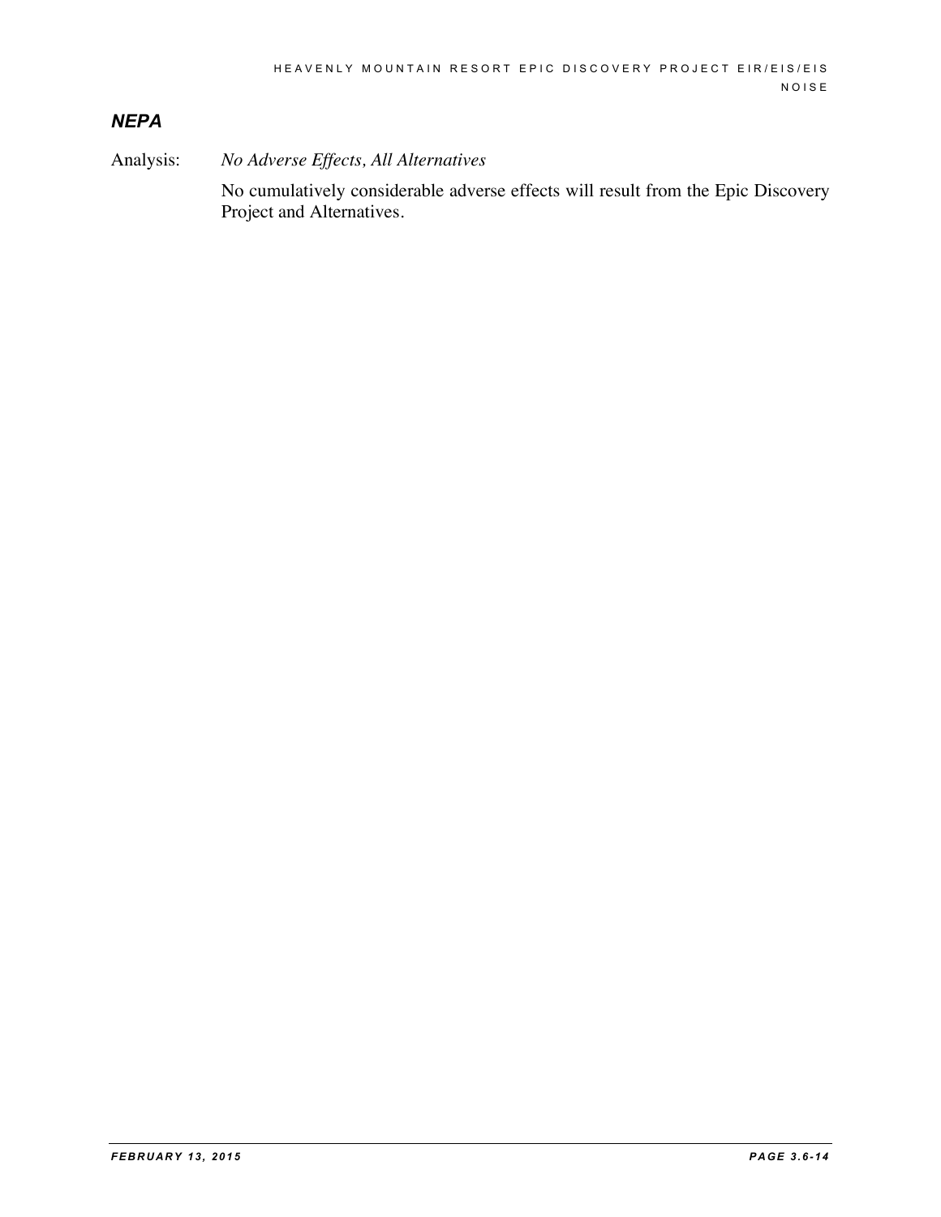### NEPA

Analysis: *No Adverse Effects, All Alternatives*

No cumulatively considerable adverse effects will result from the Epic Discovery Project and Alternatives.